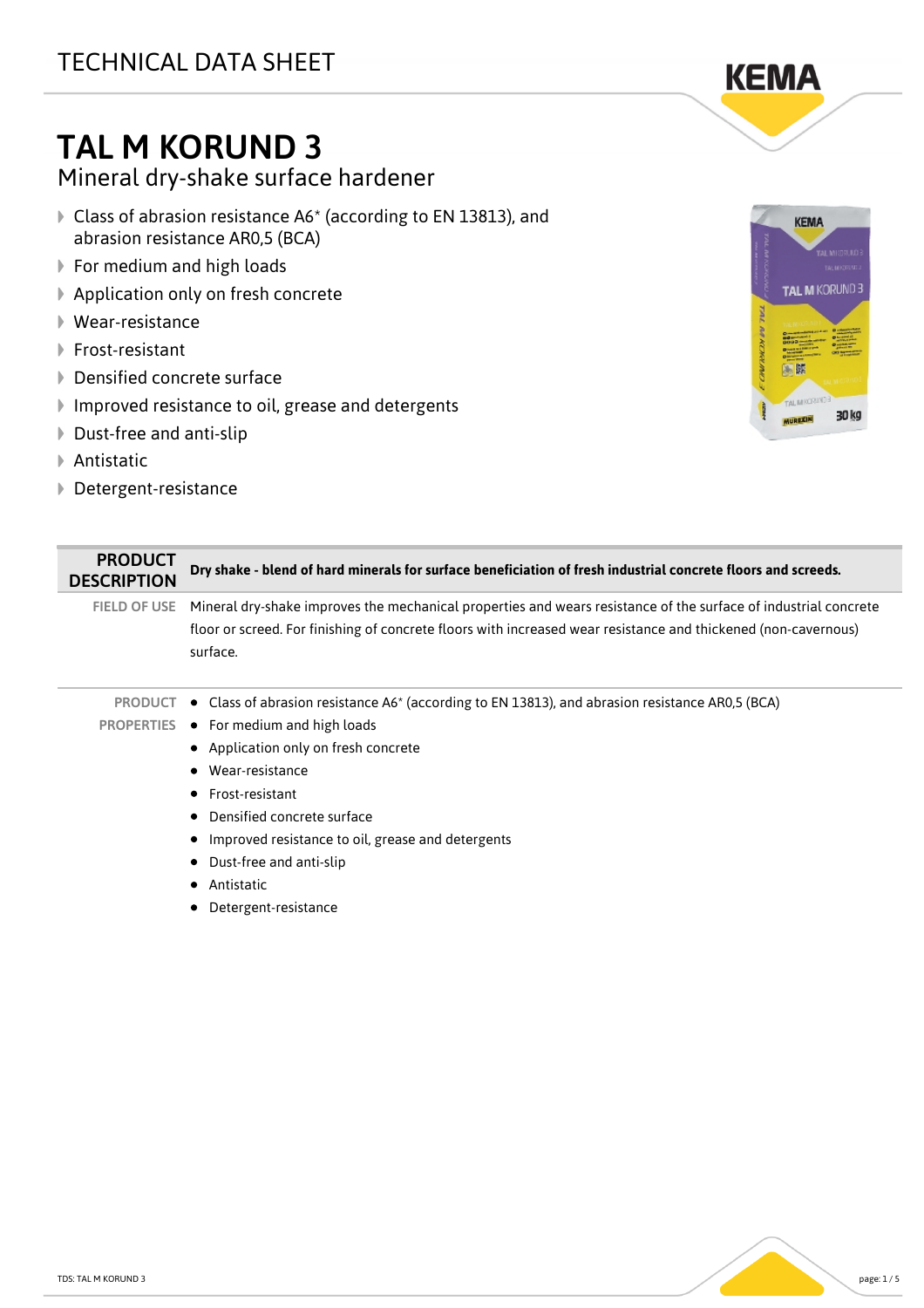TECHNICAL DATA SHEET

# TAL M KORUND 3

## Mineral dry-shake surface hardener

- Class of abrasion resistance A6* (according to EN 13813), and abrasion resistance AR0,5 (BCA)
- For medium and high loads
- Application only on fresh concrete
- Wear-resistance
- Frost-resistant
- Densified concrete surface
- Improved resistance to oil, grease and detergents
- Dust-free and anti-slip
- Antistatic
- Detergent-resistance

| PRODUCT DESCRIPTION | **Dry shake - blend of hard minerals for surface beneficiation of fresh industrial concrete floors and screeds.** |
|---|---|
| FIELD OF USE | Mineral dry-shake improves the mechanical properties and wears resistance of the surface of industrial concrete floor or screed. For finishing of concrete floors with increased wear resistance and thickened (non-cavernous) surface. |

**PRODUCT PROPERTIES**

- Class of abrasion resistance A6* (according to EN 13813), and abrasion resistance AR0,5 (BCA)
- For medium and high loads
- Application only on fresh concrete
- Wear-resistance
- Frost-resistant
- Densified concrete surface
- Improved resistance to oil, grease and detergents
- Dust-free and anti-slip
- Antistatic
- Detergent-resistance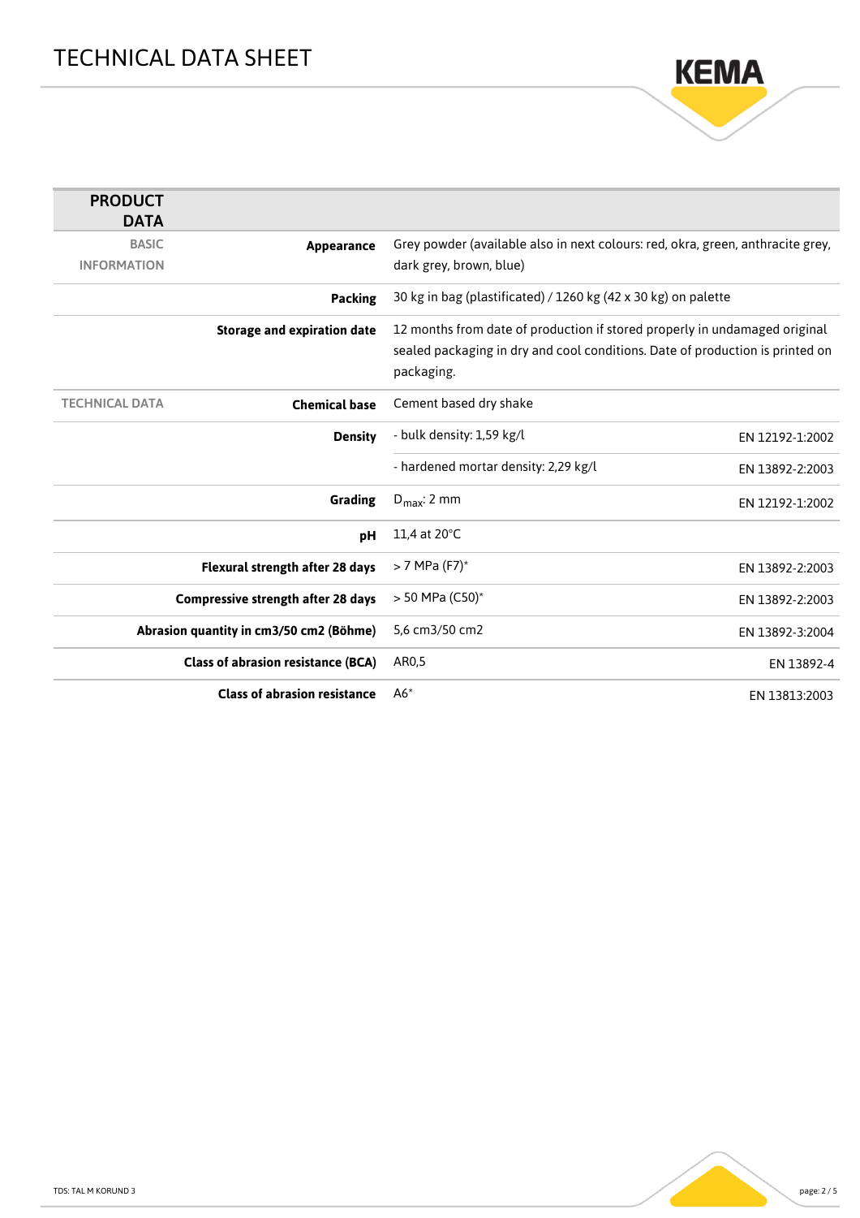# TECHNICAL DATA SHEET

| PRODUCT DATA | | | |
|---|---|---|---|
| BASIC INFORMATION | **Appearance** | Grey powder (available also in next colours: red, okra, green, anthracite grey, dark grey, brown, blue) | |
| | **Packing** | 30 kg in bag (plastificated) / 1260 kg (42 x 30 kg) on palette | |
| | **Storage and expiration date** | 12 months from date of production if stored properly in undamaged original sealed packaging in dry and cool conditions. Date of production is printed on packaging. | |
| TECHNICAL DATA | **Chemical base** | Cement based dry shake | |
| | **Density** | - bulk density: 1,59 kg/l | EN 12192-1:2002 |
| | | - hardened mortar density: 2,29 kg/l | EN 13892-2:2003 |
| | **Grading** | $D_{max}$: 2 mm | EN 12192-1:2002 |
| | **pH** | 11,4 at 20°C | |
| | **Flexural strength after 28 days** | > 7 MPa (F7)* | EN 13892-2:2003 |
| | **Compressive strength after 28 days** | > 50 MPa (C50)* | EN 13892-2:2003 |
| | **Abrasion quantity in cm3/50 cm2 (Böhme)** | 5,6 cm3/50 cm2 | EN 13892-3:2004 |
| | **Class of abrasion resistance (BCA)** | AR0,5 | EN 13892-4 |
| | **Class of abrasion resistance** | A6* | EN 13813:2003 |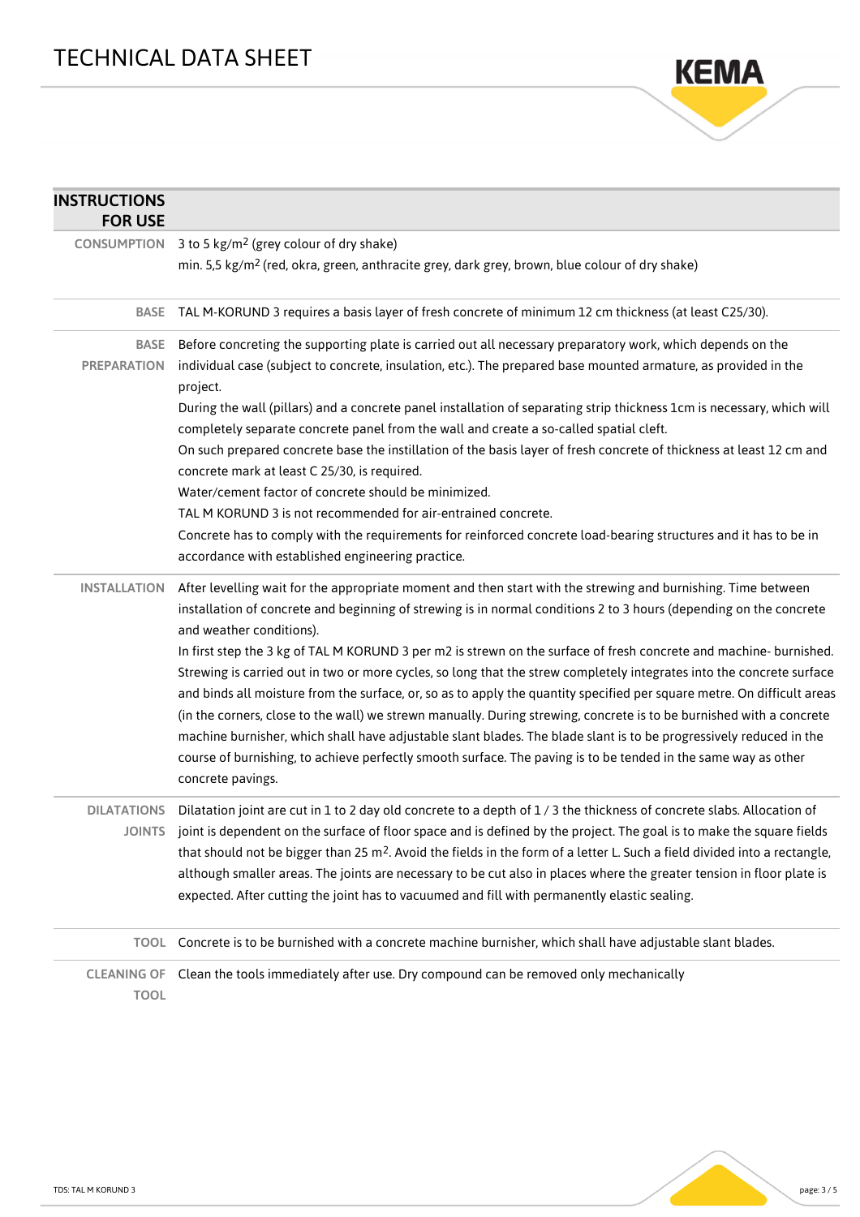## INSTRUCTIONS FOR USE

**CONSUMPTION**

3 to 5 kg/m$^2$ (grey colour of dry shake)

min. 5,5 kg/m$^2$ (red, okra, green, anthracite grey, dark grey, brown, blue colour of dry shake)

**BASE**

TAL M-KORUND 3 requires a basis layer of fresh concrete of minimum 12 cm thickness (at least C25/30).

**BASE PREPARATION**

Before concreting the supporting plate is carried out all necessary preparatory work, which depends on the individual case (subject to concrete, insulation, etc.). The prepared base mounted armature, as provided in the project.

During the wall (pillars) and a concrete panel installation of separating strip thickness 1cm is necessary, which will completely separate concrete panel from the wall and create a so-called spatial cleft.

On such prepared concrete base the instillation of the basis layer of fresh concrete of thickness at least 12 cm and concrete mark at least C 25/30, is required.

Water/cement factor of concrete should be minimized.

TAL M KORUND 3 is not recommended for air-entrained concrete.

Concrete has to comply with the requirements for reinforced concrete load-bearing structures and it has to be in accordance with established engineering practice.

**INSTALLATION**

After levelling wait for the appropriate moment and then start with the strewing and burnishing. Time between installation of concrete and beginning of strewing is in normal conditions 2 to 3 hours (depending on the concrete and weather conditions).

In first step the 3 kg of TAL M KORUND 3 per m2 is strewn on the surface of fresh concrete and machine- burnished. Strewing is carried out in two or more cycles, so long that the strew completely integrates into the concrete surface and binds all moisture from the surface, or, so as to apply the quantity specified per square metre. On difficult areas (in the corners, close to the wall) we strewn manually. During strewing, concrete is to be burnished with a concrete machine burnisher, which shall have adjustable slant blades. The blade slant is to be progressively reduced in the course of burnishing, to achieve perfectly smooth surface. The paving is to be tended in the same way as other concrete pavings.

**DILATATIONS JOINTS**

Dilatation joint are cut in 1 to 2 day old concrete to a depth of 1 / 3 the thickness of concrete slabs. Allocation of joint is dependent on the surface of floor space and is defined by the project. The goal is to make the square fields that should not be bigger than 25 m$^2$. Avoid the fields in the form of a letter L. Such a field divided into a rectangle, although smaller areas. The joints are necessary to be cut also in places where the greater tension in floor plate is expected. After cutting the joint has to vacuumed and fill with permanently elastic sealing.

**TOOL**

Concrete is to be burnished with a concrete machine burnisher, which shall have adjustable slant blades.

**CLEANING OF TOOL**

Clean the tools immediately after use. Dry compound can be removed only mechanically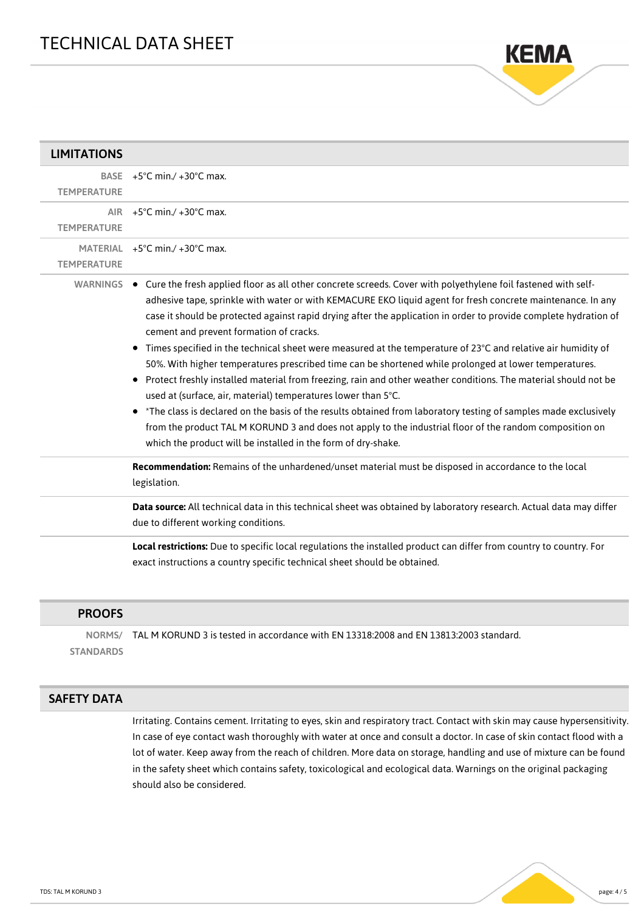## LIMITATIONS

| | |
|---|---|
| BASE TEMPERATURE | +5°C min./ +30°C max. |
| AIR TEMPERATURE | +5°C min./ +30°C max. |
| MATERIAL TEMPERATURE | +5°C min./ +30°C max. |

**WARNINGS**

- Cure the fresh applied floor as all other concrete screeds. Cover with polyethylene foil fastened with self-adhesive tape, sprinkle with water or with KEMACURE EKO liquid agent for fresh concrete maintenance. In any case it should be protected against rapid drying after the application in order to provide complete hydration of cement and prevent formation of cracks.
- Times specified in the technical sheet were measured at the temperature of 23°C and relative air humidity of 50%. With higher temperatures prescribed time can be shortened while prolonged at lower temperatures.
- Protect freshly installed material from freezing, rain and other weather conditions. The material should not be used at (surface, air, material) temperatures lower than 5°C.
- *The class is declared on the basis of the results obtained from laboratory testing of samples made exclusively from the product TAL M KORUND 3 and does not apply to the industrial floor of the random composition on which the product will be installed in the form of dry-shake.

**Recommendation:** Remains of the unhardened/unset material must be disposed in accordance to the local legislation.

**Data source:** All technical data in this technical sheet was obtained by laboratory research. Actual data may differ due to different working conditions.

**Local restrictions:** Due to specific local regulations the installed product can differ from country to country. For exact instructions a country specific technical sheet should be obtained.

## PROOFS

**NORMS/ STANDARDS:** TAL M KORUND 3 is tested in accordance with EN 13318:2008 and EN 13813:2003 standard.

## SAFETY DATA

Irritating. Contains cement. Irritating to eyes, skin and respiratory tract. Contact with skin may cause hypersensitivity. In case of eye contact wash thoroughly with water at once and consult a doctor. In case of skin contact flood with a lot of water. Keep away from the reach of children. More data on storage, handling and use of mixture can be found in the safety sheet which contains safety, toxicological and ecological data. Warnings on the original packaging should also be considered.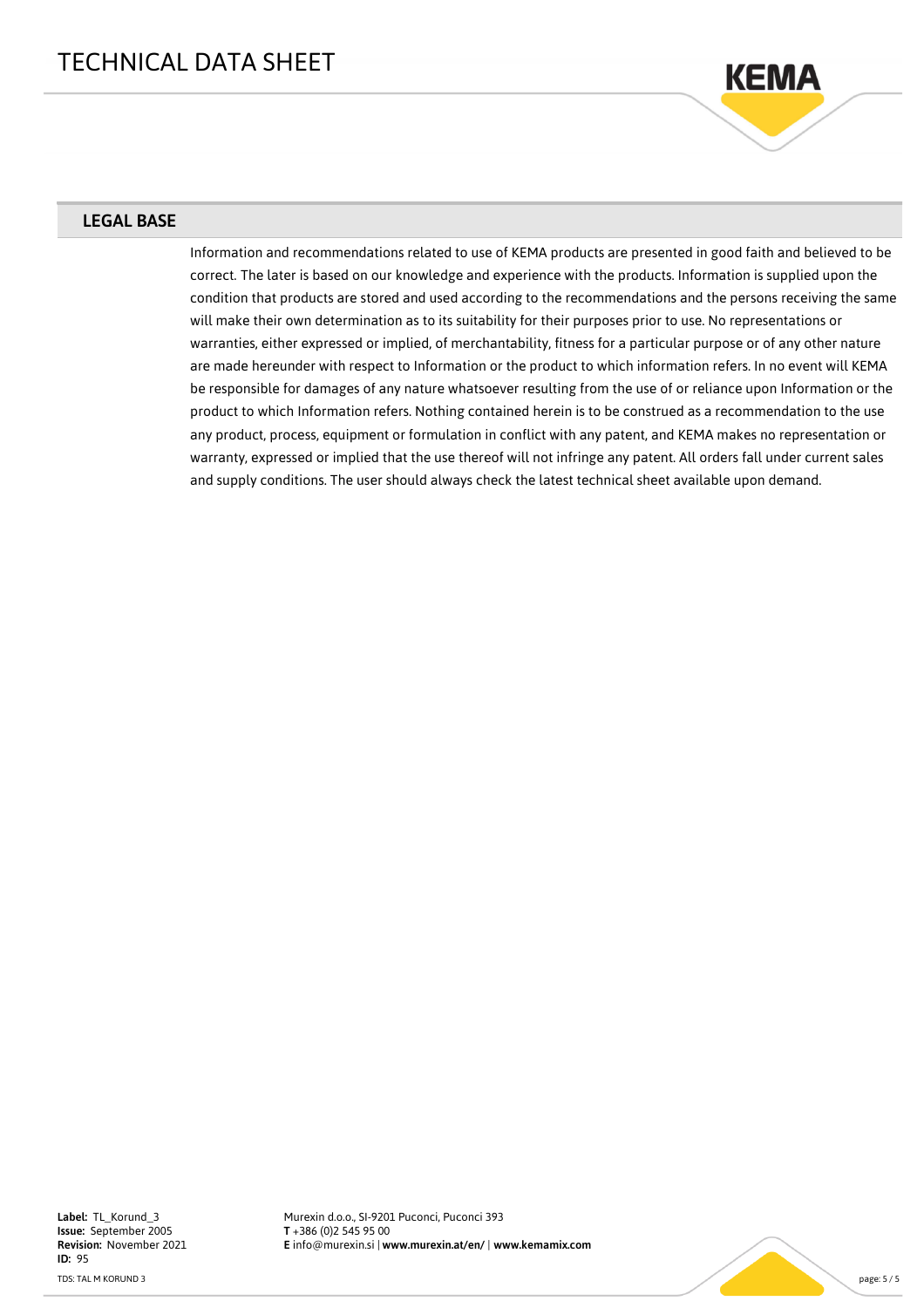## LEGAL BASE

Information and recommendations related to use of KEMA products are presented in good faith and believed to be correct. The later is based on our knowledge and experience with the products. Information is supplied upon the condition that products are stored and used according to the recommendations and the persons receiving the same will make their own determination as to its suitability for their purposes prior to use. No representations or warranties, either expressed or implied, of merchantability, fitness for a particular purpose or of any other nature are made hereunder with respect to Information or the product to which information refers. In no event will KEMA be responsible for damages of any nature whatsoever resulting from the use of or reliance upon Information or the product to which Information refers. Nothing contained herein is to be construed as a recommendation to the use any product, process, equipment or formulation in conflict with any patent, and KEMA makes no representation or warranty, expressed or implied that the use thereof will not infringe any patent. All orders fall under current sales and supply conditions. The user should always check the latest technical sheet available upon demand.

**Label:** TL_Korund_3
**Issue:** September 2005
**Revision:** November 2021
**ID:** 95

Murexin d.o.o., SI-9201 Puconci, Puconci 393
**T** +386 (0)2 545 95 00
**E** info@murexin.si | **www.murexin.at/en/** | **www.kemamix.com**